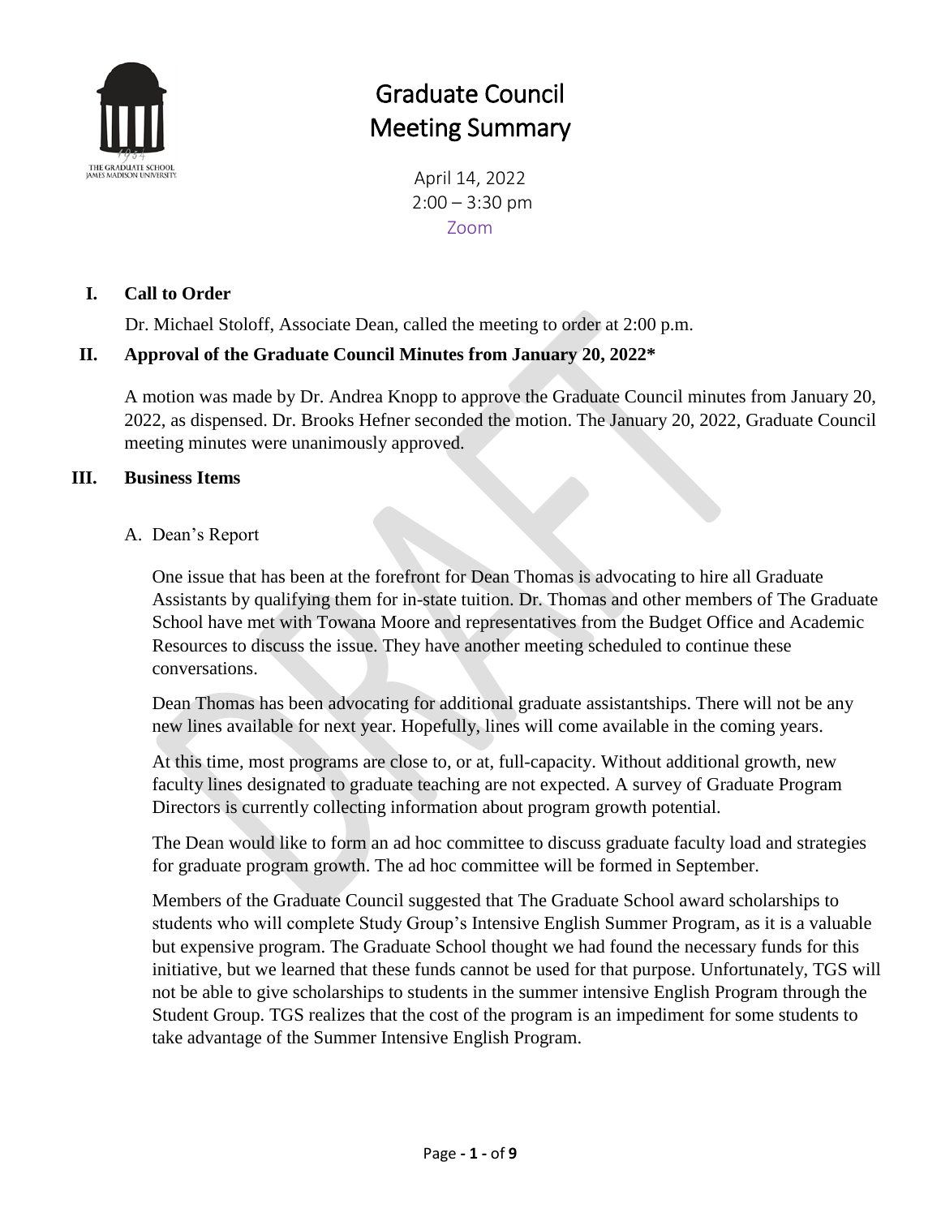# Graduate Council
# Meeting Summary

April 14, 2022
2:00 – 3:30 pm
Zoom

## I. Call to Order

Dr. Michael Stoloff, Associate Dean, called the meeting to order at 2:00 p.m.

## II. Approval of the Graduate Council Minutes from January 20, 2022*

A motion was made by Dr. Andrea Knopp to approve the Graduate Council minutes from January 20, 2022, as dispensed. Dr. Brooks Hefner seconded the motion. The January 20, 2022, Graduate Council meeting minutes were unanimously approved.

## III. Business Items

### A. Dean's Report

One issue that has been at the forefront for Dean Thomas is advocating to hire all Graduate Assistants by qualifying them for in-state tuition. Dr. Thomas and other members of The Graduate School have met with Towana Moore and representatives from the Budget Office and Academic Resources to discuss the issue. They have another meeting scheduled to continue these conversations.

Dean Thomas has been advocating for additional graduate assistantships. There will not be any new lines available for next year. Hopefully, lines will come available in the coming years.

At this time, most programs are close to, or at, full-capacity. Without additional growth, new faculty lines designated to graduate teaching are not expected. A survey of Graduate Program Directors is currently collecting information about program growth potential.

The Dean would like to form an ad hoc committee to discuss graduate faculty load and strategies for graduate program growth. The ad hoc committee will be formed in September.

Members of the Graduate Council suggested that The Graduate School award scholarships to students who will complete Study Group's Intensive English Summer Program, as it is a valuable but expensive program. The Graduate School thought we had found the necessary funds for this initiative, but we learned that these funds cannot be used for that purpose. Unfortunately, TGS will not be able to give scholarships to students in the summer intensive English Program through the Student Group. TGS realizes that the cost of the program is an impediment for some students to take advantage of the Summer Intensive English Program.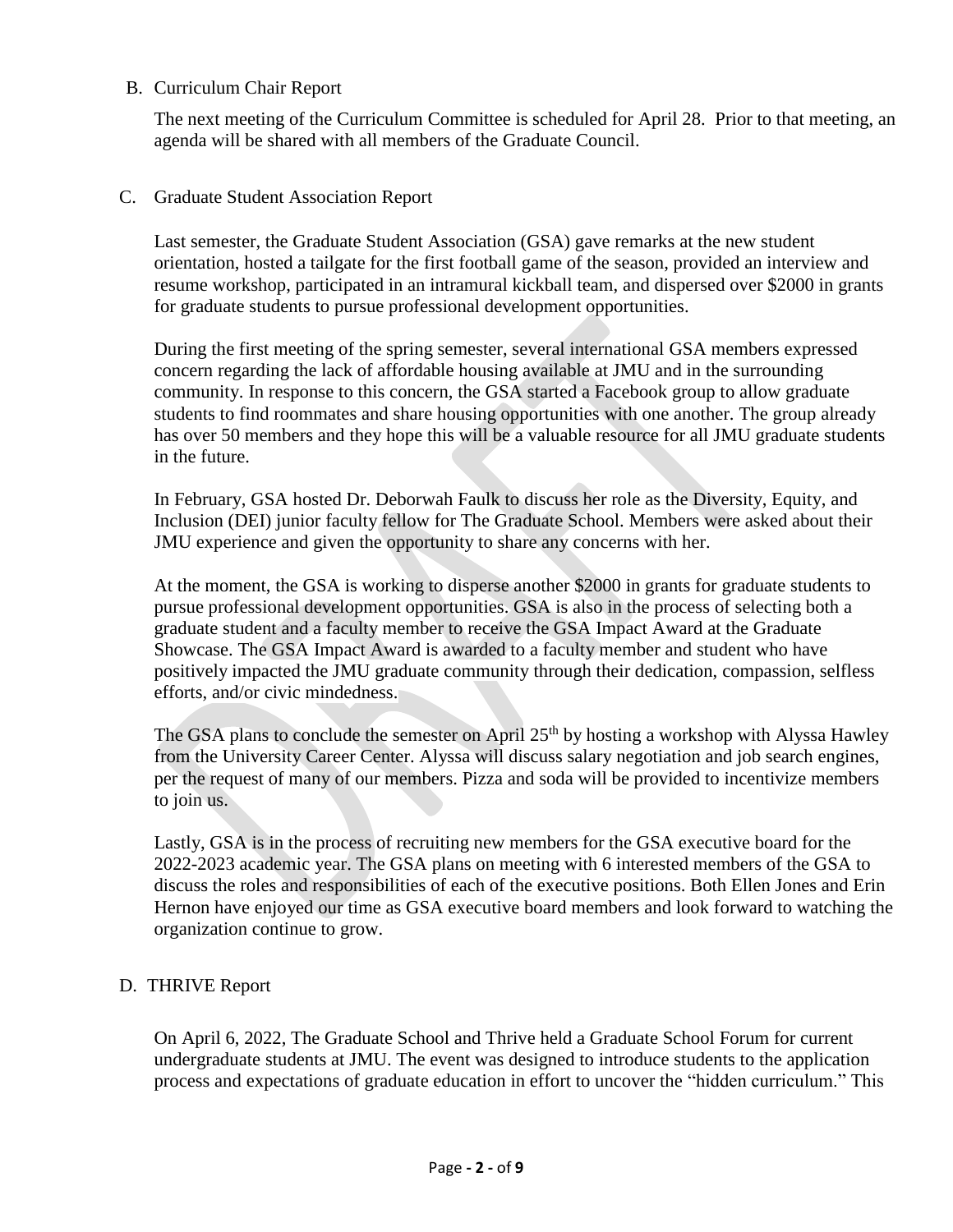B. Curriculum Chair Report

The next meeting of the Curriculum Committee is scheduled for April 28. Prior to that meeting, an agenda will be shared with all members of the Graduate Council.

C. Graduate Student Association Report

Last semester, the Graduate Student Association (GSA) gave remarks at the new student orientation, hosted a tailgate for the first football game of the season, provided an interview and resume workshop, participated in an intramural kickball team, and dispersed over $2000 in grants for graduate students to pursue professional development opportunities.

During the first meeting of the spring semester, several international GSA members expressed concern regarding the lack of affordable housing available at JMU and in the surrounding community. In response to this concern, the GSA started a Facebook group to allow graduate students to find roommates and share housing opportunities with one another. The group already has over 50 members and they hope this will be a valuable resource for all JMU graduate students in the future.

In February, GSA hosted Dr. Deborwah Faulk to discuss her role as the Diversity, Equity, and Inclusion (DEI) junior faculty fellow for The Graduate School. Members were asked about their JMU experience and given the opportunity to share any concerns with her.

At the moment, the GSA is working to disperse another $2000 in grants for graduate students to pursue professional development opportunities. GSA is also in the process of selecting both a graduate student and a faculty member to receive the GSA Impact Award at the Graduate Showcase. The GSA Impact Award is awarded to a faculty member and student who have positively impacted the JMU graduate community through their dedication, compassion, selfless efforts, and/or civic mindedness.

The GSA plans to conclude the semester on April 25th by hosting a workshop with Alyssa Hawley from the University Career Center. Alyssa will discuss salary negotiation and job search engines, per the request of many of our members. Pizza and soda will be provided to incentivize members to join us.

Lastly, GSA is in the process of recruiting new members for the GSA executive board for the 2022-2023 academic year. The GSA plans on meeting with 6 interested members of the GSA to discuss the roles and responsibilities of each of the executive positions. Both Ellen Jones and Erin Hernon have enjoyed our time as GSA executive board members and look forward to watching the organization continue to grow.

D. THRIVE Report

On April 6, 2022, The Graduate School and Thrive held a Graduate School Forum for current undergraduate students at JMU. The event was designed to introduce students to the application process and expectations of graduate education in effort to uncover the "hidden curriculum." This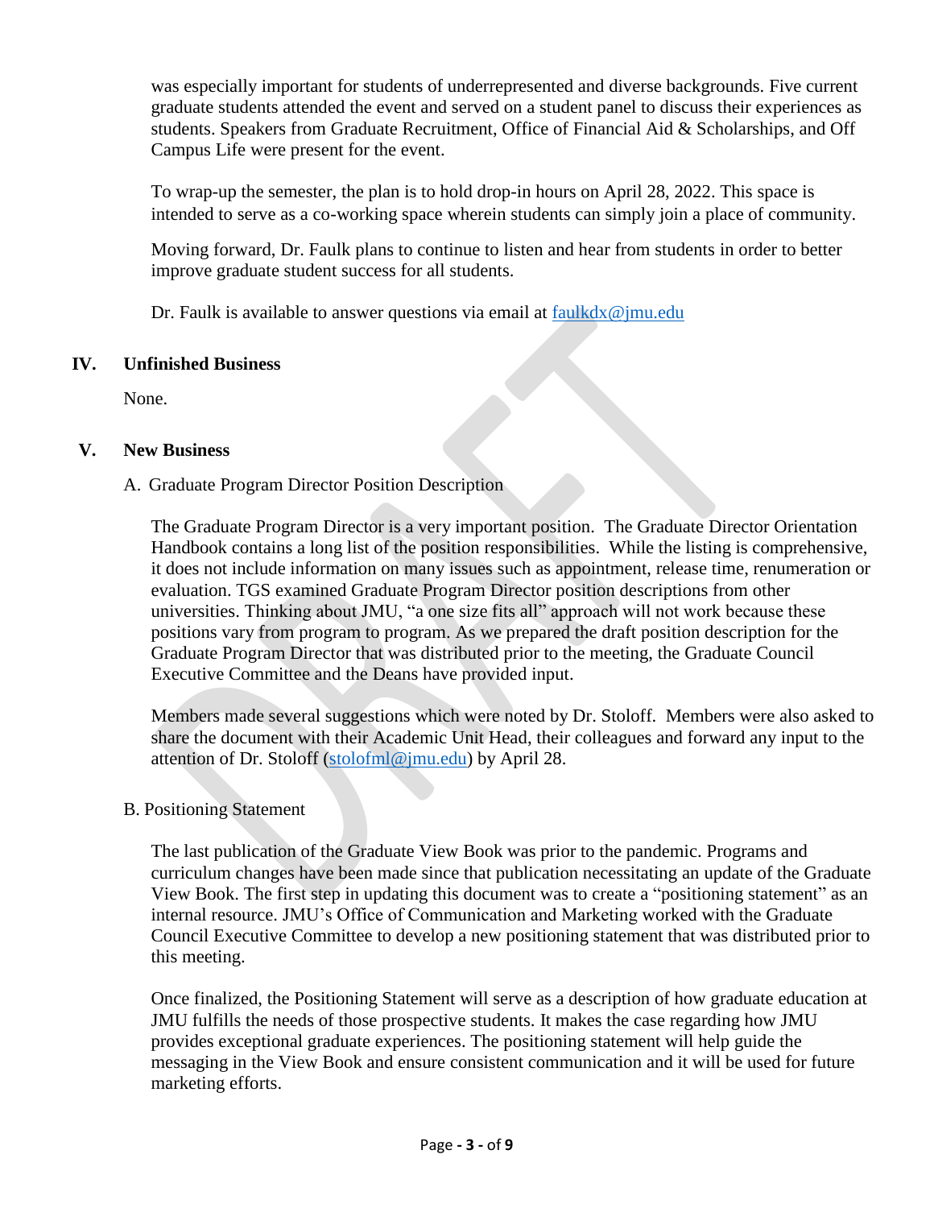was especially important for students of underrepresented and diverse backgrounds. Five current graduate students attended the event and served on a student panel to discuss their experiences as students. Speakers from Graduate Recruitment, Office of Financial Aid & Scholarships, and Off Campus Life were present for the event.

To wrap-up the semester, the plan is to hold drop-in hours on April 28, 2022. This space is intended to serve as a co-working space wherein students can simply join a place of community.

Moving forward, Dr. Faulk plans to continue to listen and hear from students in order to better improve graduate student success for all students.

Dr. Faulk is available to answer questions via email at faulkdx@jmu.edu

## IV. Unfinished Business

None.

## V. New Business

### A. Graduate Program Director Position Description

The Graduate Program Director is a very important position. The Graduate Director Orientation Handbook contains a long list of the position responsibilities. While the listing is comprehensive, it does not include information on many issues such as appointment, release time, renumeration or evaluation. TGS examined Graduate Program Director position descriptions from other universities. Thinking about JMU, "a one size fits all" approach will not work because these positions vary from program to program. As we prepared the draft position description for the Graduate Program Director that was distributed prior to the meeting, the Graduate Council Executive Committee and the Deans have provided input.

Members made several suggestions which were noted by Dr. Stoloff. Members were also asked to share the document with their Academic Unit Head, their colleagues and forward any input to the attention of Dr. Stoloff (stolofml@jmu.edu) by April 28.

### B. Positioning Statement

The last publication of the Graduate View Book was prior to the pandemic. Programs and curriculum changes have been made since that publication necessitating an update of the Graduate View Book. The first step in updating this document was to create a "positioning statement" as an internal resource. JMU's Office of Communication and Marketing worked with the Graduate Council Executive Committee to develop a new positioning statement that was distributed prior to this meeting.

Once finalized, the Positioning Statement will serve as a description of how graduate education at JMU fulfills the needs of those prospective students. It makes the case regarding how JMU provides exceptional graduate experiences. The positioning statement will help guide the messaging in the View Book and ensure consistent communication and it will be used for future marketing efforts.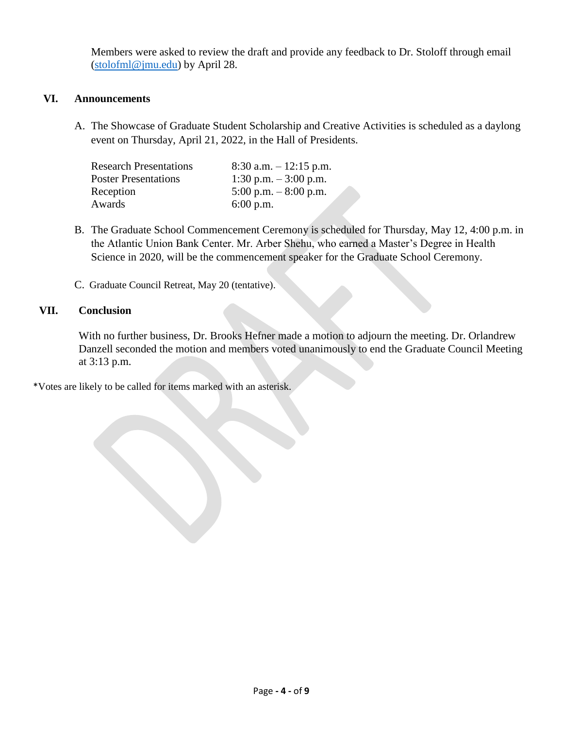Members were asked to review the draft and provide any feedback to Dr. Stoloff through email (stolofml@jmu.edu) by April 28.

## VI. Announcements

A. The Showcase of Graduate Student Scholarship and Creative Activities is scheduled as a daylong event on Thursday, April 21, 2022, in the Hall of Presidents.

| | |
|---|---|
| Research Presentations | 8:30 a.m. – 12:15 p.m. |
| Poster Presentations | 1:30 p.m. – 3:00 p.m. |
| Reception | 5:00 p.m. – 8:00 p.m. |
| Awards | 6:00 p.m. |

B. The Graduate School Commencement Ceremony is scheduled for Thursday, May 12, 4:00 p.m. in the Atlantic Union Bank Center. Mr. Arber Shehu, who earned a Master's Degree in Health Science in 2020, will be the commencement speaker for the Graduate School Ceremony.

C. Graduate Council Retreat, May 20 (tentative).

## VII. Conclusion

With no further business, Dr. Brooks Hefner made a motion to adjourn the meeting. Dr. Orlandrew Danzell seconded the motion and members voted unanimously to end the Graduate Council Meeting at 3:13 p.m.

*Votes are likely to be called for items marked with an asterisk.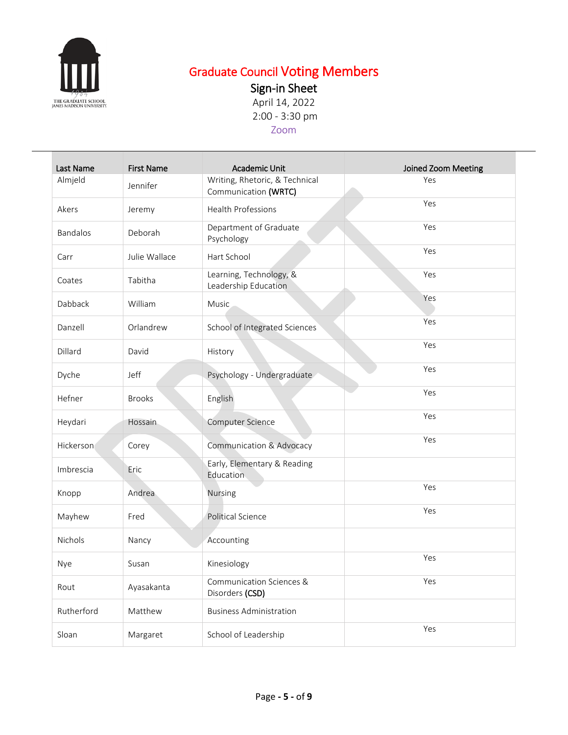# Graduate Council Voting Members

## Sign-in Sheet

April 14, 2022

2:00 - 3:30 pm

Zoom

| Last Name | First Name | Academic Unit | Joined Zoom Meeting |
|---|---|---|---|
| Almjeld | Jennifer | Writing, Rhetoric, & Technical Communication **(WRTC)** | Yes |
| Akers | Jeremy | Health Professions | Yes |
| Bandalos | Deborah | Department of Graduate Psychology | Yes |
| Carr | Julie Wallace | Hart School | Yes |
| Coates | Tabitha | Learning, Technology, & Leadership Education | Yes |
| Dabback | William | Music | Yes |
| Danzell | Orlandrew | School of Integrated Sciences | Yes |
| Dillard | David | History | Yes |
| Dyche | Jeff | Psychology - Undergraduate | Yes |
| Hefner | Brooks | English | Yes |
| Heydari | Hossain | Computer Science | Yes |
| Hickerson | Corey | Communication & Advocacy | Yes |
| Imbrescia | Eric | Early, Elementary & Reading Education | |
| Knopp | Andrea | Nursing | Yes |
| Mayhew | Fred | Political Science | Yes |
| Nichols | Nancy | Accounting | |
| Nye | Susan | Kinesiology | Yes |
| Rout | Ayasakanta | Communication Sciences & Disorders **(CSD)** | Yes |
| Rutherford | Matthew | Business Administration | |
| Sloan | Margaret | School of Leadership | Yes |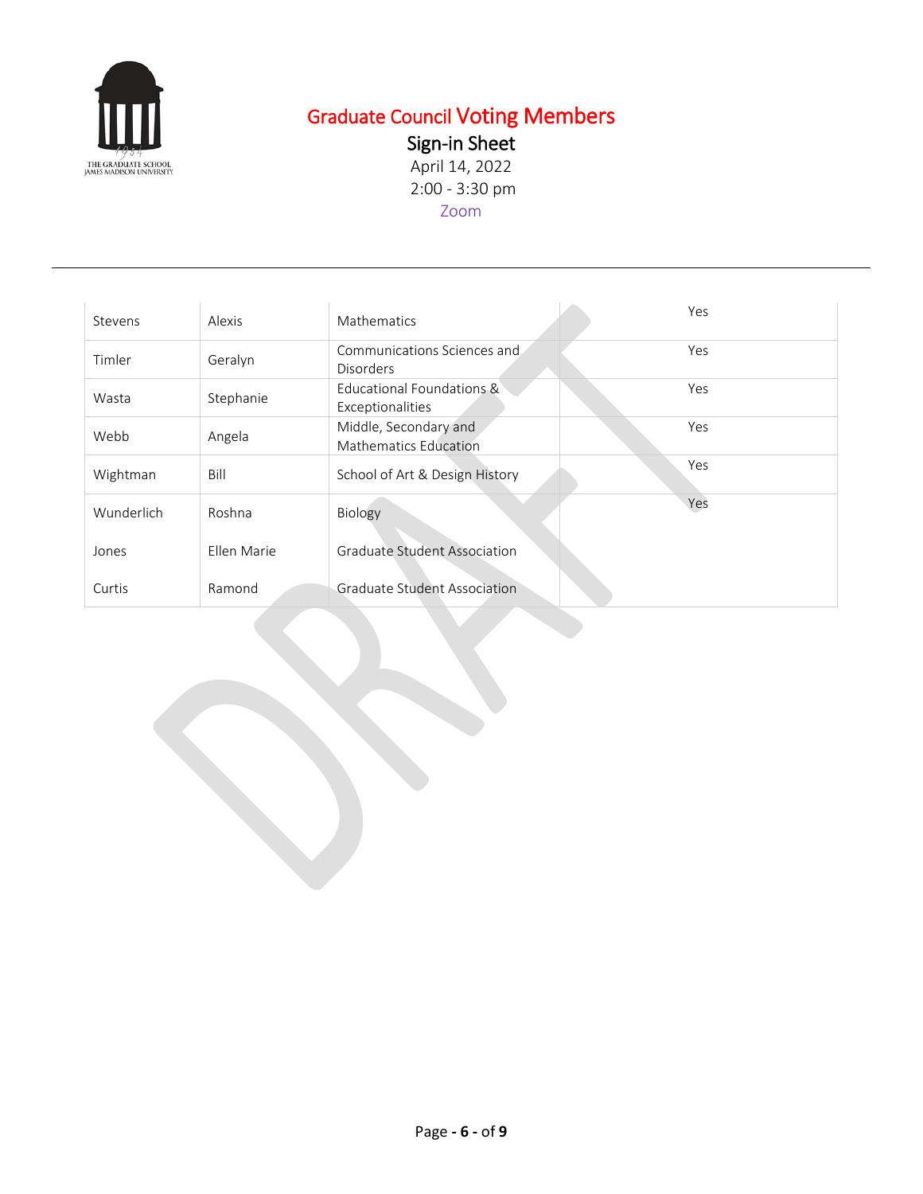# Graduate Council Voting Members

## Sign-in Sheet

April 14, 2022

2:00 - 3:30 pm

Zoom

| | | | |
|---|---|---|---|
| Stevens | Alexis | Mathematics | Yes |
| Timler | Geralyn | Communications Sciences and Disorders | Yes |
| Wasta | Stephanie | Educational Foundations & Exceptionalities | Yes |
| Webb | Angela | Middle, Secondary and Mathematics Education | Yes |
| Wightman | Bill | School of Art & Design History | Yes |
| Wunderlich | Roshna | Biology | Yes |
| Jones | Ellen Marie | Graduate Student Association | |
| Curtis | Ramond | Graduate Student Association | |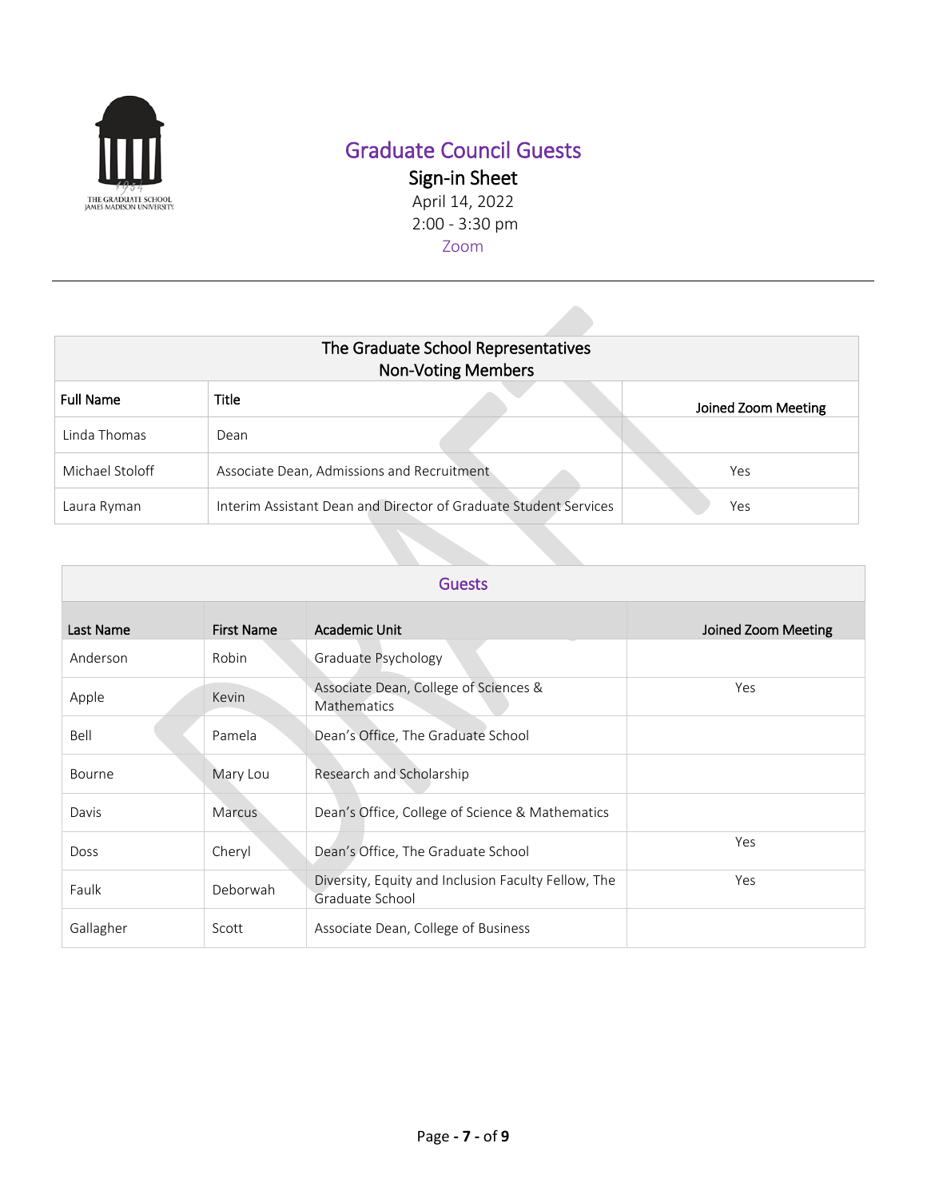# Graduate Council Guests

## Sign-in Sheet

April 14, 2022

2:00 - 3:30 pm

Zoom

---

| The Graduate School Representatives Non-Voting Members | | |
|---|---|---|
| **Full Name** | **Title** | **Joined Zoom Meeting** |
| Linda Thomas | Dean | |
| Michael Stoloff | Associate Dean, Admissions and Recruitment | Yes |
| Laura Ryman | Interim Assistant Dean and Director of Graduate Student Services | Yes |

| Guests | | | |
|---|---|---|---|
| **Last Name** | **First Name** | **Academic Unit** | **Joined Zoom Meeting** |
| Anderson | Robin | Graduate Psychology | |
| Apple | Kevin | Associate Dean, College of Sciences & Mathematics | Yes |
| Bell | Pamela | Dean's Office, The Graduate School | |
| Bourne | Mary Lou | Research and Scholarship | |
| Davis | Marcus | Dean's Office, College of Science & Mathematics | |
| Doss | Cheryl | Dean's Office, The Graduate School | Yes |
| Faulk | Deborwah | Diversity, Equity and Inclusion Faculty Fellow, The Graduate School | Yes |
| Gallagher | Scott | Associate Dean, College of Business | |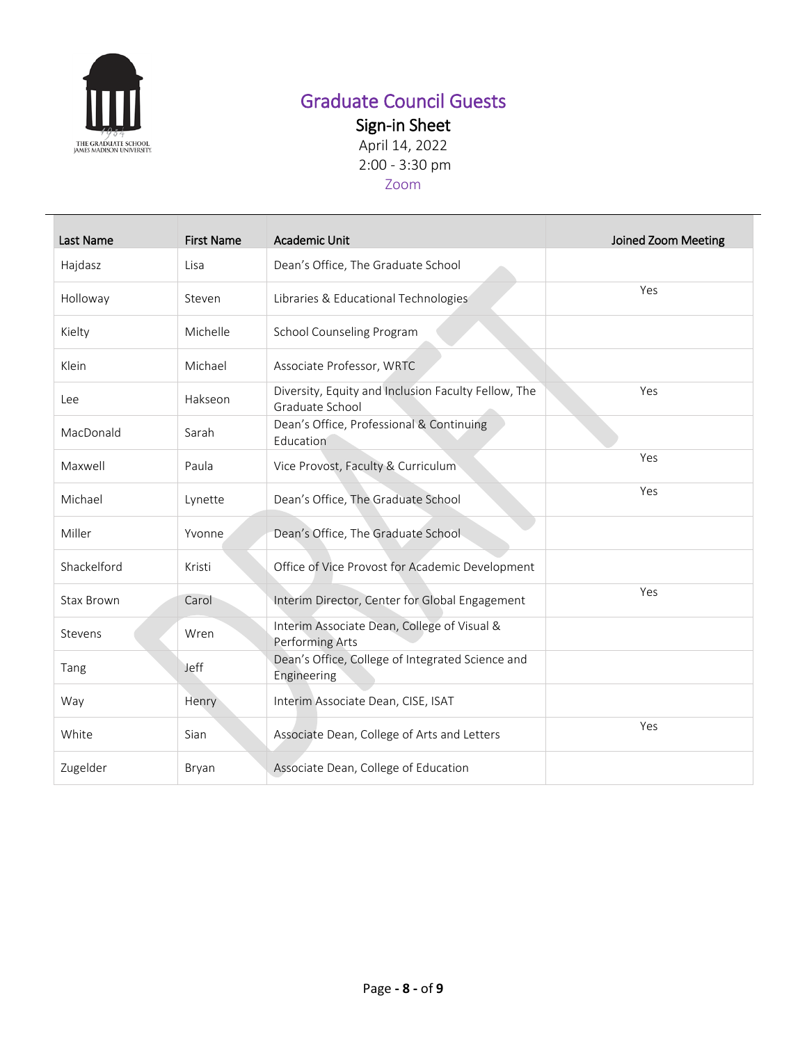# Graduate Council Guests

## Sign-in Sheet

April 14, 2022

2:00 - 3:30 pm

Zoom

| Last Name | First Name | Academic Unit | Joined Zoom Meeting |
|---|---|---|---|
| Hajdasz | Lisa | Dean's Office, The Graduate School | |
| Holloway | Steven | Libraries & Educational Technologies | Yes |
| Kielty | Michelle | School Counseling Program | |
| Klein | Michael | Associate Professor, WRTC | |
| Lee | Hakseon | Diversity, Equity and Inclusion Faculty Fellow, The Graduate School | Yes |
| MacDonald | Sarah | Dean's Office, Professional & Continuing Education | |
| Maxwell | Paula | Vice Provost, Faculty & Curriculum | Yes |
| Michael | Lynette | Dean's Office, The Graduate School | Yes |
| Miller | Yvonne | Dean's Office, The Graduate School | |
| Shackelford | Kristi | Office of Vice Provost for Academic Development | |
| Stax Brown | Carol | Interim Director, Center for Global Engagement | Yes |
| Stevens | Wren | Interim Associate Dean, College of Visual & Performing Arts | |
| Tang | Jeff | Dean's Office, College of Integrated Science and Engineering | |
| Way | Henry | Interim Associate Dean, CISE, ISAT | |
| White | Sian | Associate Dean, College of Arts and Letters | Yes |
| Zugelder | Bryan | Associate Dean, College of Education | |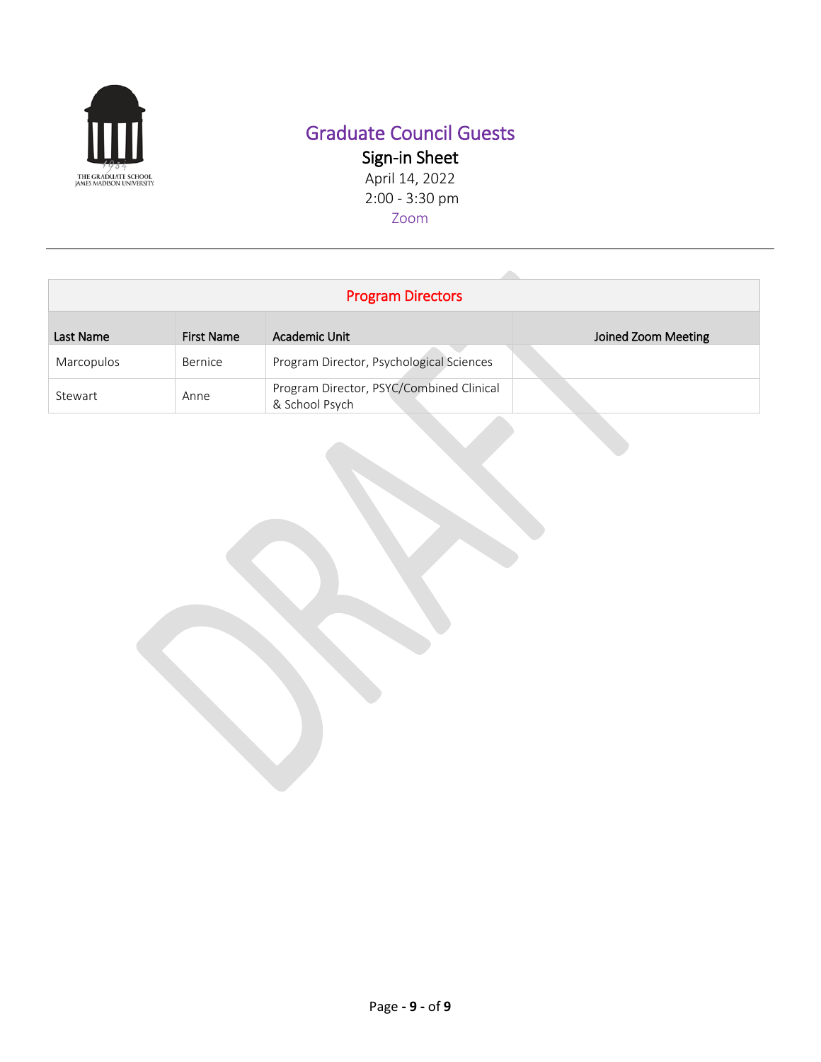# Graduate Council Guests

## Sign-in Sheet

April 14, 2022

2:00 - 3:30 pm

Zoom

| Program Directors | | | |
|---|---|---|---|
| Last Name | First Name | Academic Unit | Joined Zoom Meeting |
| Marcopulos | Bernice | Program Director, Psychological Sciences | |
| Stewart | Anne | Program Director, PSYC/Combined Clinical & School Psych | |